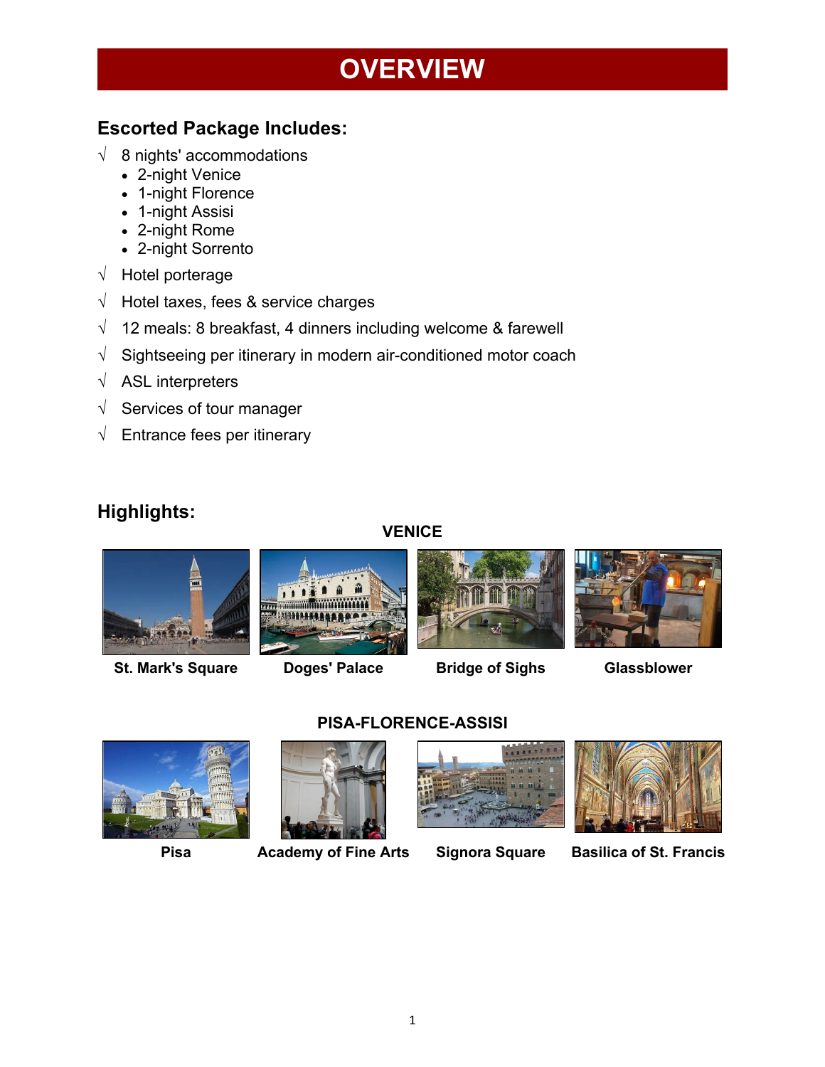# OVERVIEW

## Escorted Package Includes:

√ 8 nights' accommodations
- 2-night Venice
- 1-night Florence
- 1-night Assisi
- 2-night Rome
- 2-night Sorrento

√ Hotel porterage

√ Hotel taxes, fees & service charges

√ 12 meals: 8 breakfast, 4 dinners including welcome & farewell

√ Sightseeing per itinerary in modern air-conditioned motor coach

√ ASL interpreters

√ Services of tour manager

√ Entrance fees per itinerary

## Highlights:

### VENICE

**St. Mark's Square** **Doges' Palace** **Bridge of Sighs** **Glassblower**

### PISA-FLORENCE-ASSISI

**Pisa** **Academy of Fine Arts** **Signora Square** **Basilica of St. Francis**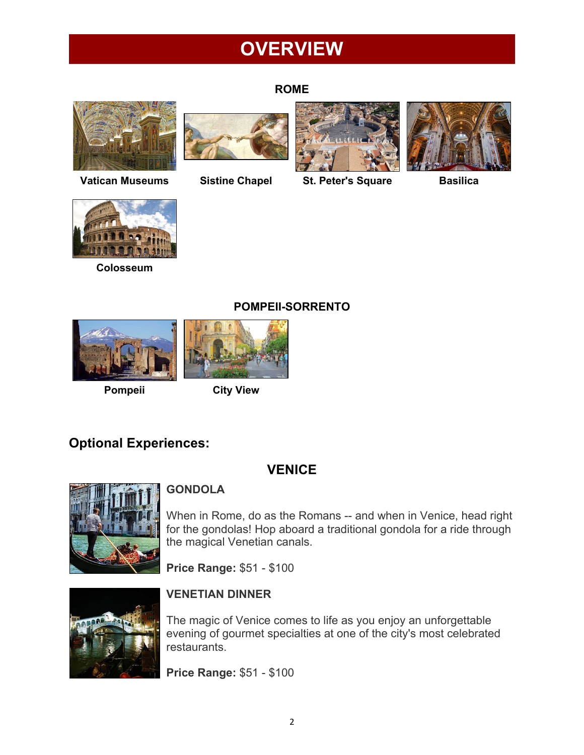# OVERVIEW

### ROME

**Vatican Museums**

**Sistine Chapel**

**St. Peter's Square**

**Basilica**

**Colosseum**

### POMPEII-SORRENTO

**Pompeii**

**City View**

## Optional Experiences:

### VENICE

#### GONDOLA

When in Rome, do as the Romans -- and when in Venice, head right for the gondolas! Hop aboard a traditional gondola for a ride through the magical Venetian canals.

**Price Range:** $51 - $100

#### VENETIAN DINNER

The magic of Venice comes to life as you enjoy an unforgettable evening of gourmet specialties at one of the city's most celebrated restaurants.

**Price Range:** $51 - $100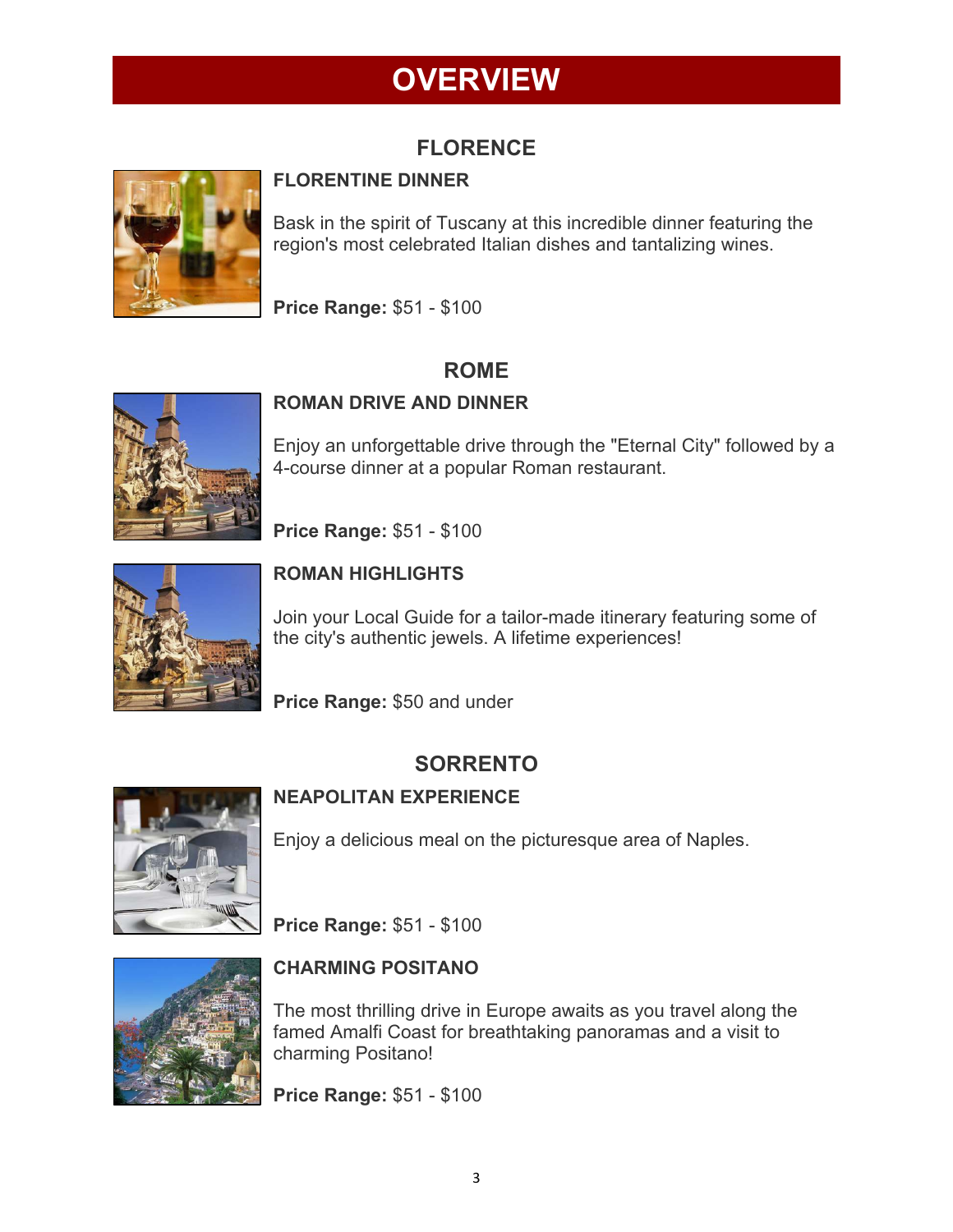# OVERVIEW

## FLORENCE

### FLORENTINE DINNER

Bask in the spirit of Tuscany at this incredible dinner featuring the region's most celebrated Italian dishes and tantalizing wines.

**Price Range:** $51 - $100

## ROME

### ROMAN DRIVE AND DINNER

Enjoy an unforgettable drive through the "Eternal City" followed by a 4-course dinner at a popular Roman restaurant.

**Price Range:** $51 - $100

### ROMAN HIGHLIGHTS

Join your Local Guide for a tailor-made itinerary featuring some of the city's authentic jewels. A lifetime experiences!

**Price Range:** $50 and under

## SORRENTO

### NEAPOLITAN EXPERIENCE

Enjoy a delicious meal on the picturesque area of Naples.

**Price Range:** $51 - $100

### CHARMING POSITANO

The most thrilling drive in Europe awaits as you travel along the famed Amalfi Coast for breathtaking panoramas and a visit to charming Positano!

**Price Range:** $51 - $100